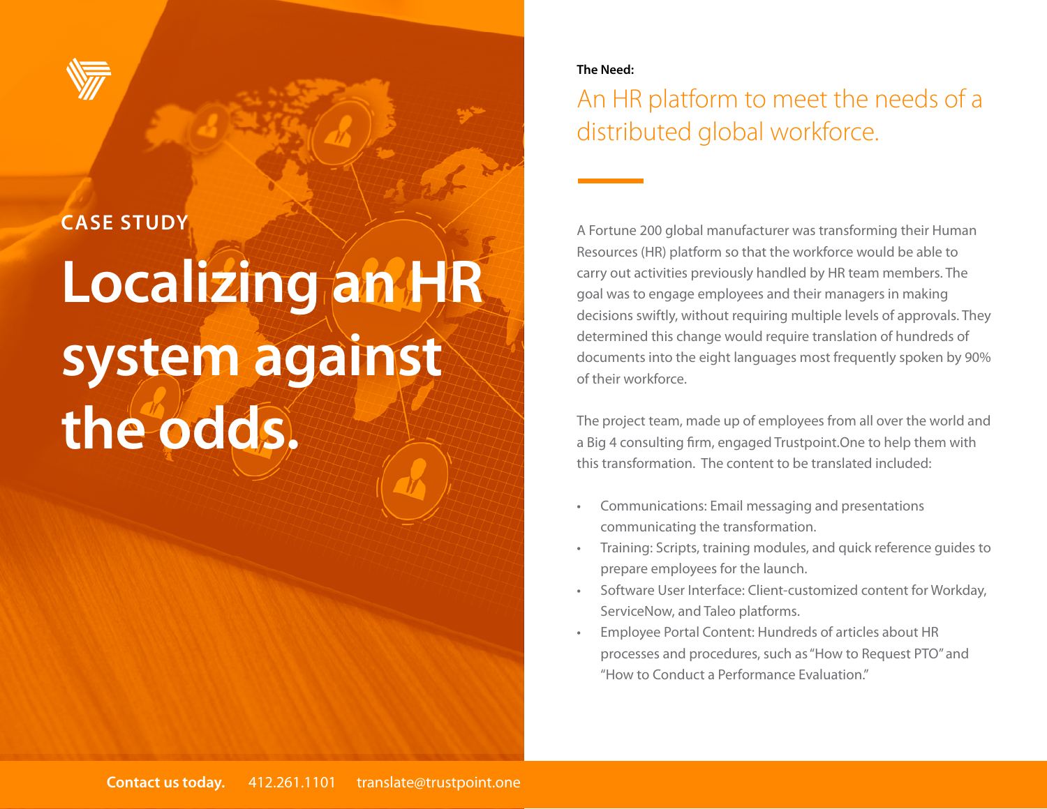CASE STUDY

# Localizing an HR system against the odds.

**The Need:**

## An HR platform to meet the needs of a distributed global workforce.

A Fortune 200 global manufacturer was transforming their Human Resources (HR) platform so that the workforce would be able to carry out activities previously handled by HR team members. The goal was to engage employees and their managers in making decisions swiftly, without requiring multiple levels of approvals. They determined this change would require translation of hundreds of documents into the eight languages most frequently spoken by 90% of their workforce.

The project team, made up of employees from all over the world and a Big 4 consulting firm, engaged Trustpoint.One to help them with this transformation. The content to be translated included:

- Communications: Email messaging and presentations communicating the transformation.
- Training: Scripts, training modules, and quick reference guides to prepare employees for the launch.
- Software User Interface: Client-customized content for Workday, ServiceNow, and Taleo platforms.
- Employee Portal Content: Hundreds of articles about HR processes and procedures, such as "How to Request PTO" and "How to Conduct a Performance Evaluation."

**Contact us today.** 412.261.1101 translate@trustpoint.one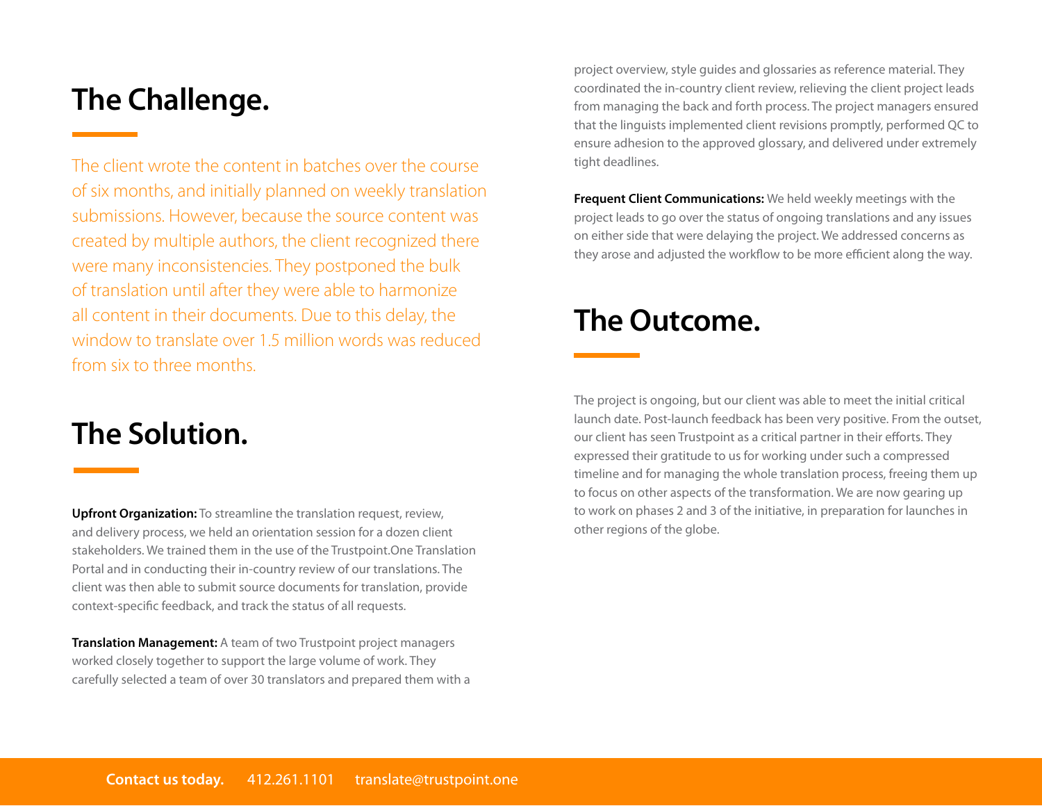# The Challenge.

The client wrote the content in batches over the course of six months, and initially planned on weekly translation submissions. However, because the source content was created by multiple authors, the client recognized there were many inconsistencies. They postponed the bulk of translation until after they were able to harmonize all content in their documents. Due to this delay, the window to translate over 1.5 million words was reduced from six to three months.

# The Solution.

**Upfront Organization:** To streamline the translation request, review, and delivery process, we held an orientation session for a dozen client stakeholders. We trained them in the use of the Trustpoint.One Translation Portal and in conducting their in-country review of our translations. The client was then able to submit source documents for translation, provide context-specific feedback, and track the status of all requests.

**Translation Management:** A team of two Trustpoint project managers worked closely together to support the large volume of work. They carefully selected a team of over 30 translators and prepared them with a project overview, style guides and glossaries as reference material. They coordinated the in-country client review, relieving the client project leads from managing the back and forth process. The project managers ensured that the linguists implemented client revisions promptly, performed QC to ensure adhesion to the approved glossary, and delivered under extremely tight deadlines.

**Frequent Client Communications:** We held weekly meetings with the project leads to go over the status of ongoing translations and any issues on either side that were delaying the project. We addressed concerns as they arose and adjusted the workflow to be more efficient along the way.

# The Outcome.

The project is ongoing, but our client was able to meet the initial critical launch date. Post-launch feedback has been very positive. From the outset, our client has seen Trustpoint as a critical partner in their efforts. They expressed their gratitude to us for working under such a compressed timeline and for managing the whole translation process, freeing them up to focus on other aspects of the transformation. We are now gearing up to work on phases 2 and 3 of the initiative, in preparation for launches in other regions of the globe.

**Contact us today.** 412.261.1101 translate@trustpoint.one